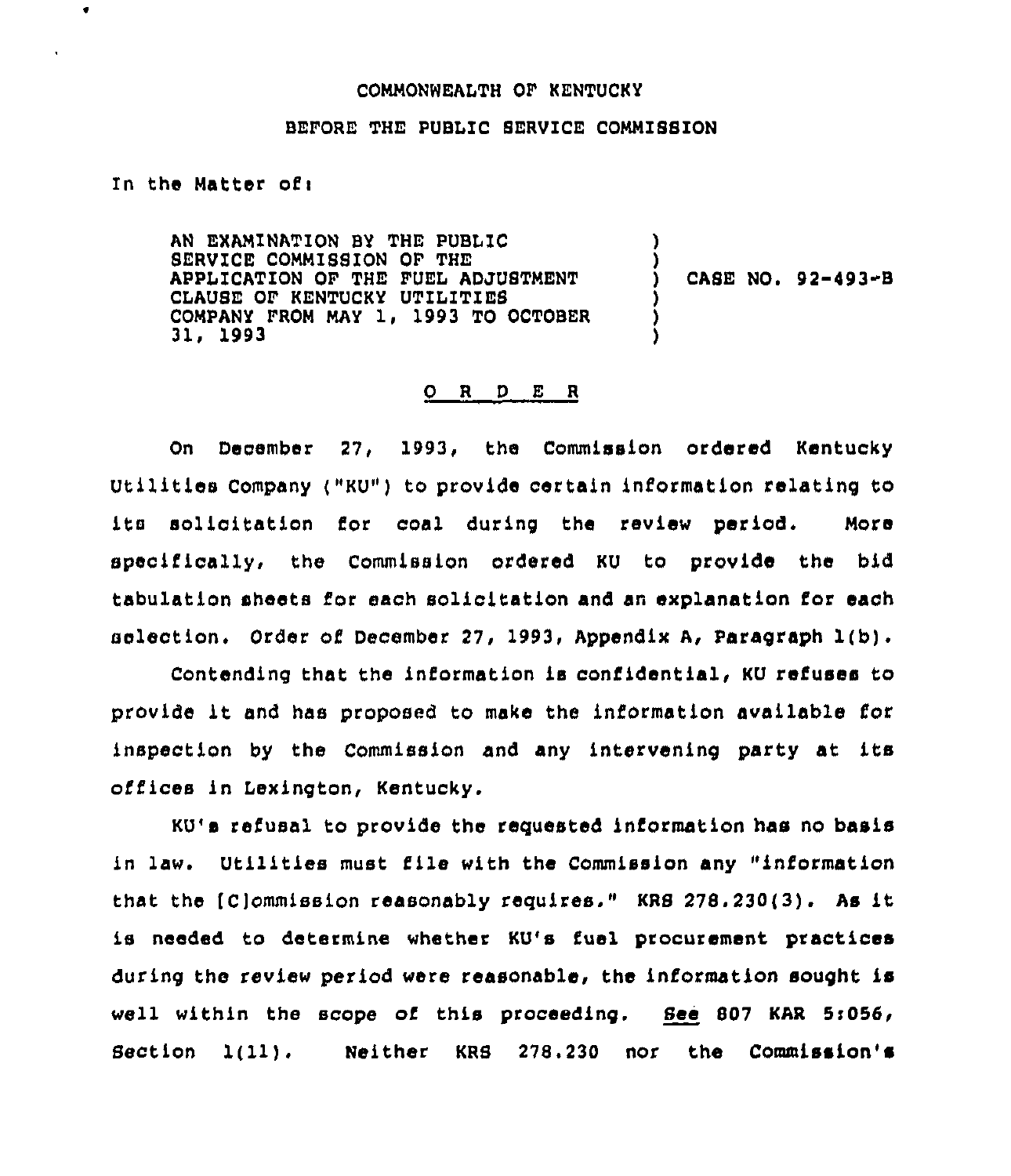COMMONWEALTH OF KENTUCKY

BEFORE THE PUBLIC SERVICE COMMISSION

In the Matter of:

AN EXAMINATION BY THE PUBLIC SERVICE COMMISSION OF THE APPLICATION OF THE FUEL ADJUSTMENT CLAUSE OF KENTUCKY UTILITIES COMPANY FROM MAY 1, 1993 TO OCTOBER 31, 1993 ) CASE NO. 92-493-B

O R D E R

On December 27, 1993, the Commission ordered Kentucky Utilities Company ("KU") to provide certain information relating to its solicitation for coal during the review period. More specifically, the Commission ordered KU to provide the bid tabulation sheets for each solicitation and an explanation for each selection. Order of December 27, 1993, Appendix A, Paragraph 1(b).

Contending that the information is confidential, KU refuses to provide it and has proposed to make the information available for inspection by the Commission and any intervening party at its offices in Lexington, Kentucky.

KU's refusal to provide the requested information has no basis in law. Utilities must file with the Commission any "information that the [C]ommission reasonably requires." KRS 278.230(3). As it is needed to determine whether KU's fuel procurement practices during the review period were reasonable, the information sought is well within the scope of this proceeding. *See* 807 KAR 5:056, Section 1(11). Neither KRS 278.230 nor the Commission's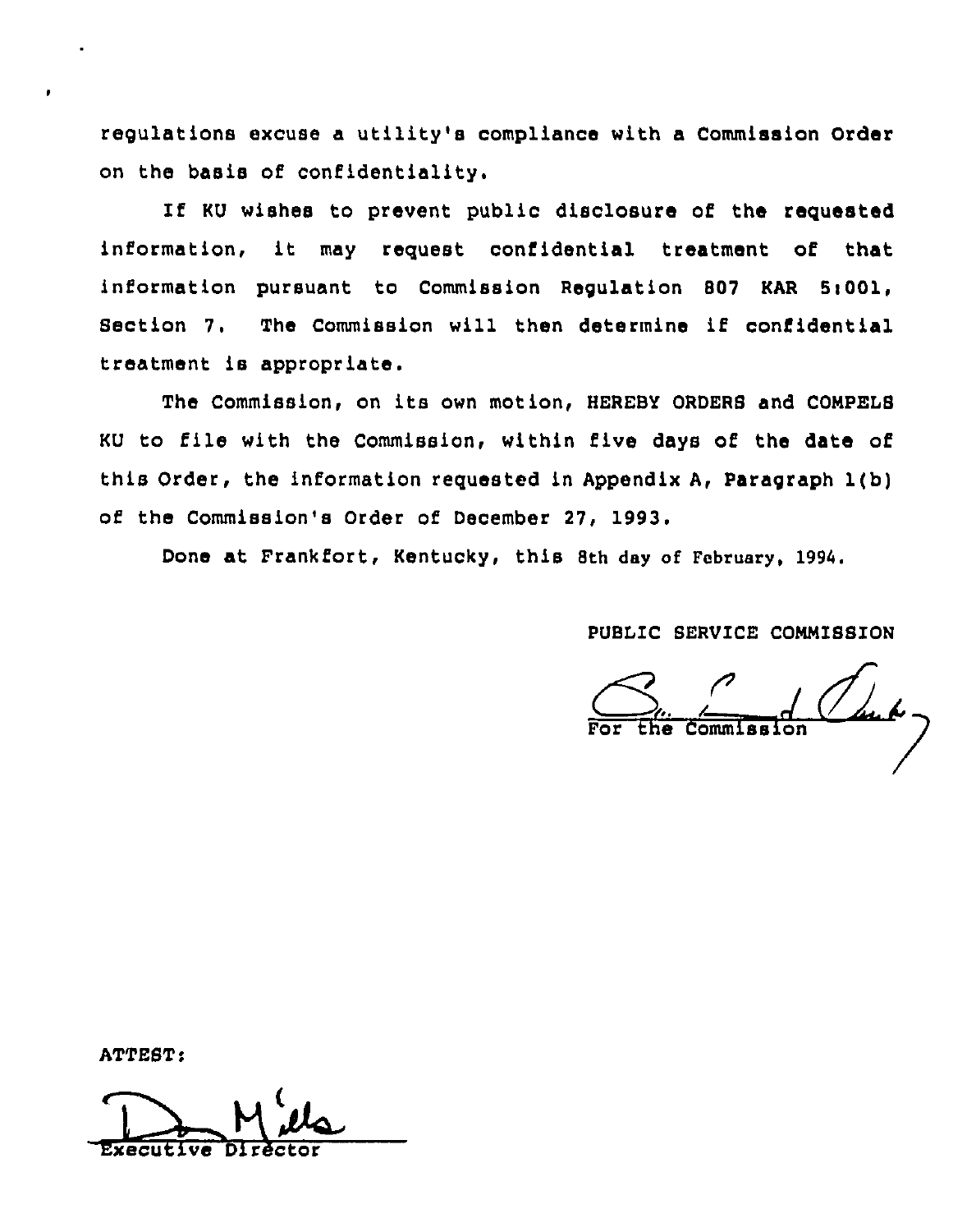regulations excuse a utility's compliance with a Commission Order on the basis of confidentiality.

If KU wishes to prevent public disclosure of the requested information, it may request confidential treatment of that information pursuant to Commission Regulation 807 KAR 5:001, Section 7. The Commission will then determine if confidential treatment is appropriate.

The Commission, on its own motion, HEREBY ORDERS and COMPELS KU to file with the Commission, within five days of the date of this Order, the information requested in Appendix A, Paragraph 1(b) of the Commission's Order of December 27, 1993.

Done at Frankfort, Kentucky, this 8th day of February, 1994.

PUBLIC SERVICE COMMISSION

For the Commission

ATTEST:

Executive Director